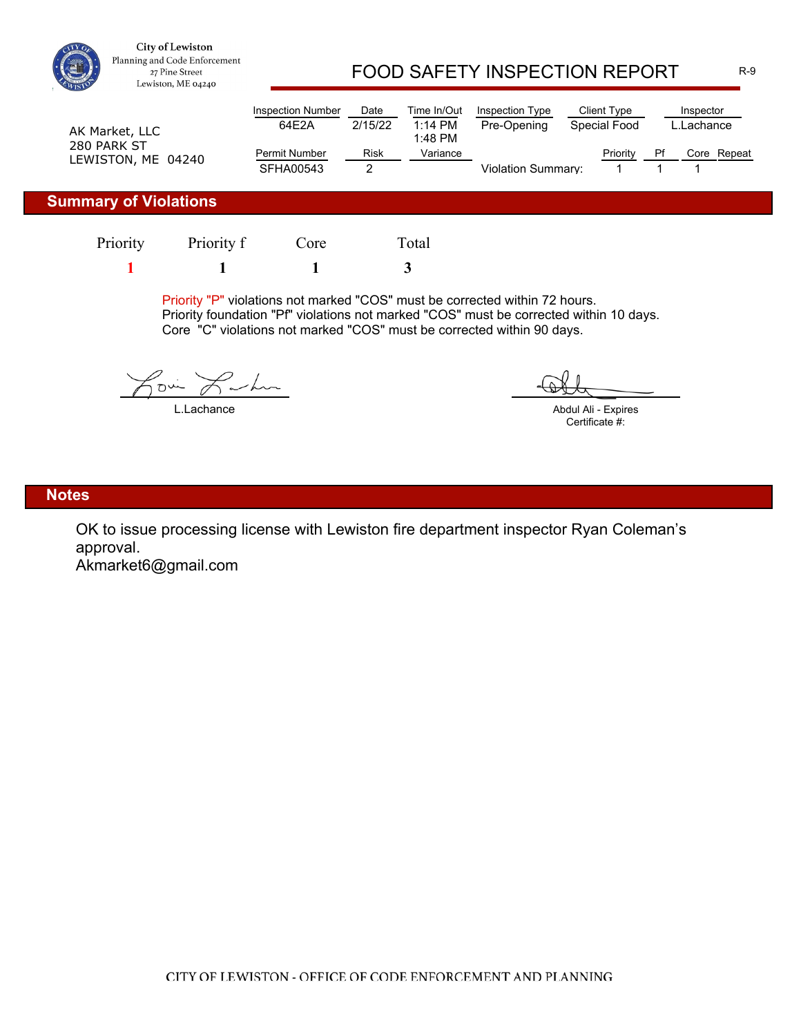City of Lewiston
Planning and Code Enforcement
27 Pine Street
Lewiston, ME 04240

# FOOD SAFETY INSPECTION REPORT

R-9

AK Market, LLC
280 PARK ST
LEWISTON, ME 04240

| Inspection Number | Date | Time In/Out | Inspection Type | Client Type | Inspector |
|---|---|---|---|---|---|
| 64E2A | 2/15/22 | 1:14 PM 1:48 PM | Pre-Opening | Special Food | L.Lachance |

| Permit Number | Risk | Variance | | Priority | Pf | Core | Repeat |
|---|---|---|---|---|---|---|---|
| SFHA00543 | 2 | | Violation Summary: | 1 | 1 | 1 | |

## Summary of Violations

| Priority | Priority f | Core | Total |
|---|---|---|---|
| 1 | 1 | 1 | 3 |

Priority "P" violations not marked "COS" must be corrected within 72 hours.
Priority foundation "Pf" violations not marked "COS" must be corrected within 10 days.
Core "C" violations not marked "COS" must be corrected within 90 days.

L.Lachance

Abdul Ali - Expires
Certificate #:

## Notes

OK to issue processing license with Lewiston fire department inspector Ryan Coleman's approval.
Akmarket6@gmail.com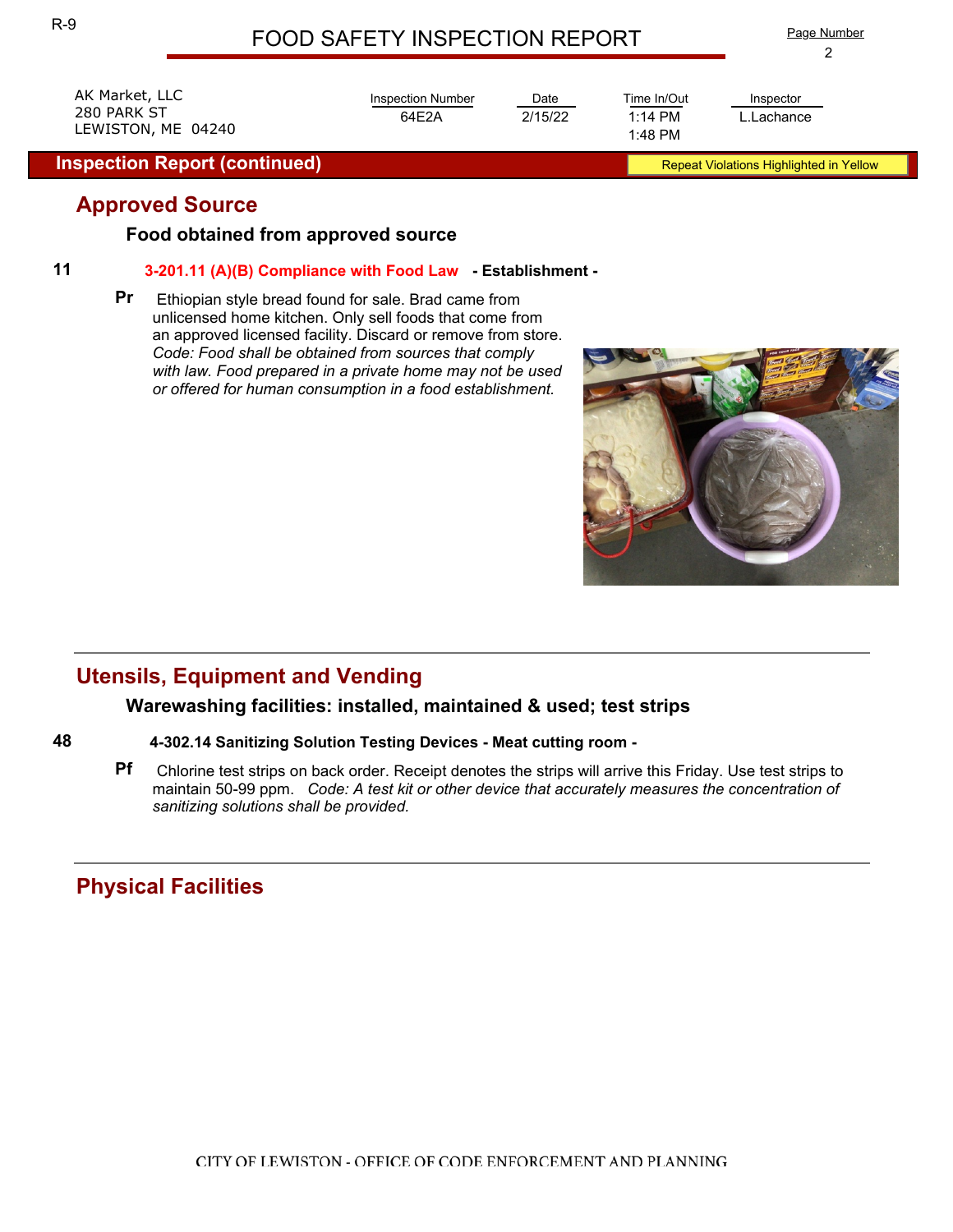# FOOD SAFETY INSPECTION REPORT

AK Market, LLC
280 PARK ST
LEWISTON, ME 04240

| Inspection Number | Date | Time In/Out | Inspector |
|---|---|---|---|
| 64E2A | 2/15/22 | 1:14 PM<br>1:48 PM | L.Lachance |

**Inspection Report (continued)** — Repeat Violations Highlighted in Yellow

## Approved Source

### Food obtained from approved source

**11** **3-201.11 (A)(B) Compliance with Food Law - Establishment -**

**Pr** Ethiopian style bread found for sale. Brad came from unlicensed home kitchen. Only sell foods that come from an approved licensed facility. Discard or remove from store. *Code: Food shall be obtained from sources that comply with law. Food prepared in a private home may not be used or offered for human consumption in a food establishment.*

## Utensils, Equipment and Vending

### Warewashing facilities: installed, maintained & used; test strips

**48** **4-302.14 Sanitizing Solution Testing Devices - Meat cutting room -**

**Pf** Chlorine test strips on back order. Receipt denotes the strips will arrive this Friday. Use test strips to maintain 50-99 ppm. *Code: A test kit or other device that accurately measures the concentration of sanitizing solutions shall be provided.*

## Physical Facilities

CITY OF LEWISTON - OFFICE OF CODE ENFORCEMENT AND PLANNING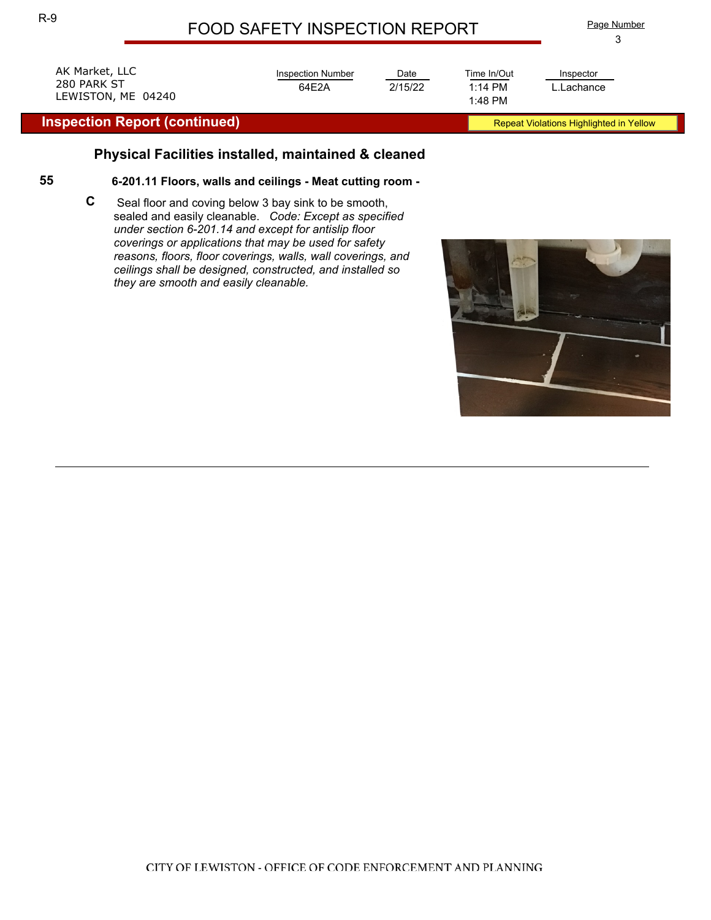# FOOD SAFETY INSPECTION REPORT

AK Market, LLC
280 PARK ST
LEWISTON, ME 04240

| Inspection Number | Date | Time In/Out | Inspector |
|---|---|---|---|
| 64E2A | 2/15/22 | 1:14 PM<br>1:48 PM | L.Lachance |

## Inspection Report (continued)

Repeat Violations Highlighted in Yellow

### Physical Facilities installed, maintained & cleaned

**55** **6-201.11 Floors, walls and ceilings - Meat cutting room -**

**C** Seal floor and coving below 3 bay sink to be smooth, sealed and easily cleanable. *Code: Except as specified under section 6-201.14 and except for antislip floor coverings or applications that may be used for safety reasons, floors, floor coverings, walls, wall coverings, and ceilings shall be designed, constructed, and installed so they are smooth and easily cleanable.*

CITY OF LEWISTON - OFFICE OF CODE ENFORCEMENT AND PLANNING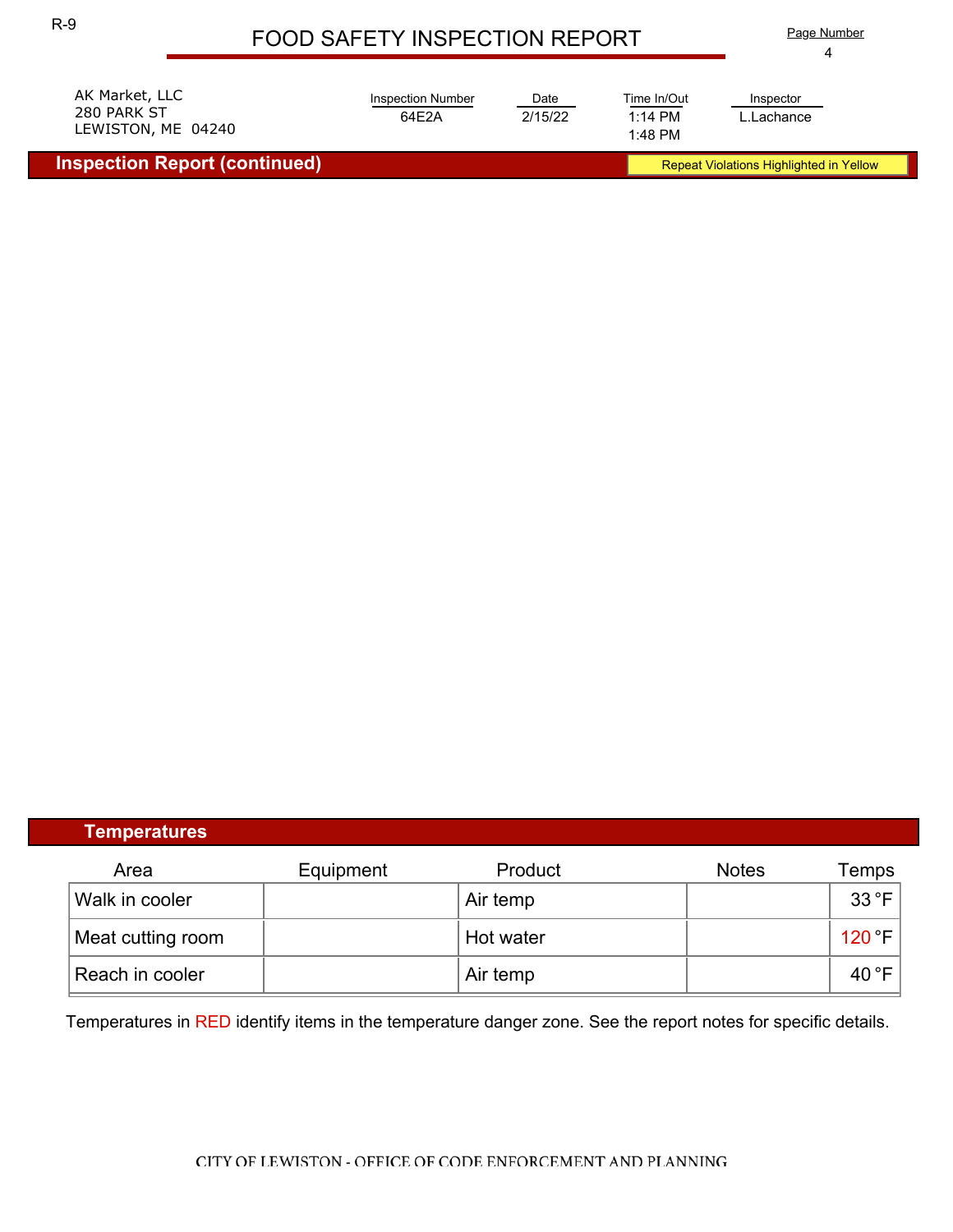# FOOD SAFETY INSPECTION REPORT

AK Market, LLC
280 PARK ST
LEWISTON, ME 04240

| Inspection Number | Date | Time In/Out | Inspector |
|---|---|---|---|
| 64E2A | 2/15/22 | 1:14 PM<br>1:48 PM | L.Lachance |

## Inspection Report (continued)

Repeat Violations Highlighted in Yellow

## Temperatures

| Area | Equipment | Product | Notes | Temps |
|---|---|---|---|---|
| Walk in cooler | | Air temp | | 33 °F |
| Meat cutting room | | Hot water | | 120 °F |
| Reach in cooler | | Air temp | | 40 °F |

Temperatures in RED identify items in the temperature danger zone. See the report notes for specific details.

CITY OF LEWISTON - OFFICE OF CODE ENFORCEMENT AND PLANNING